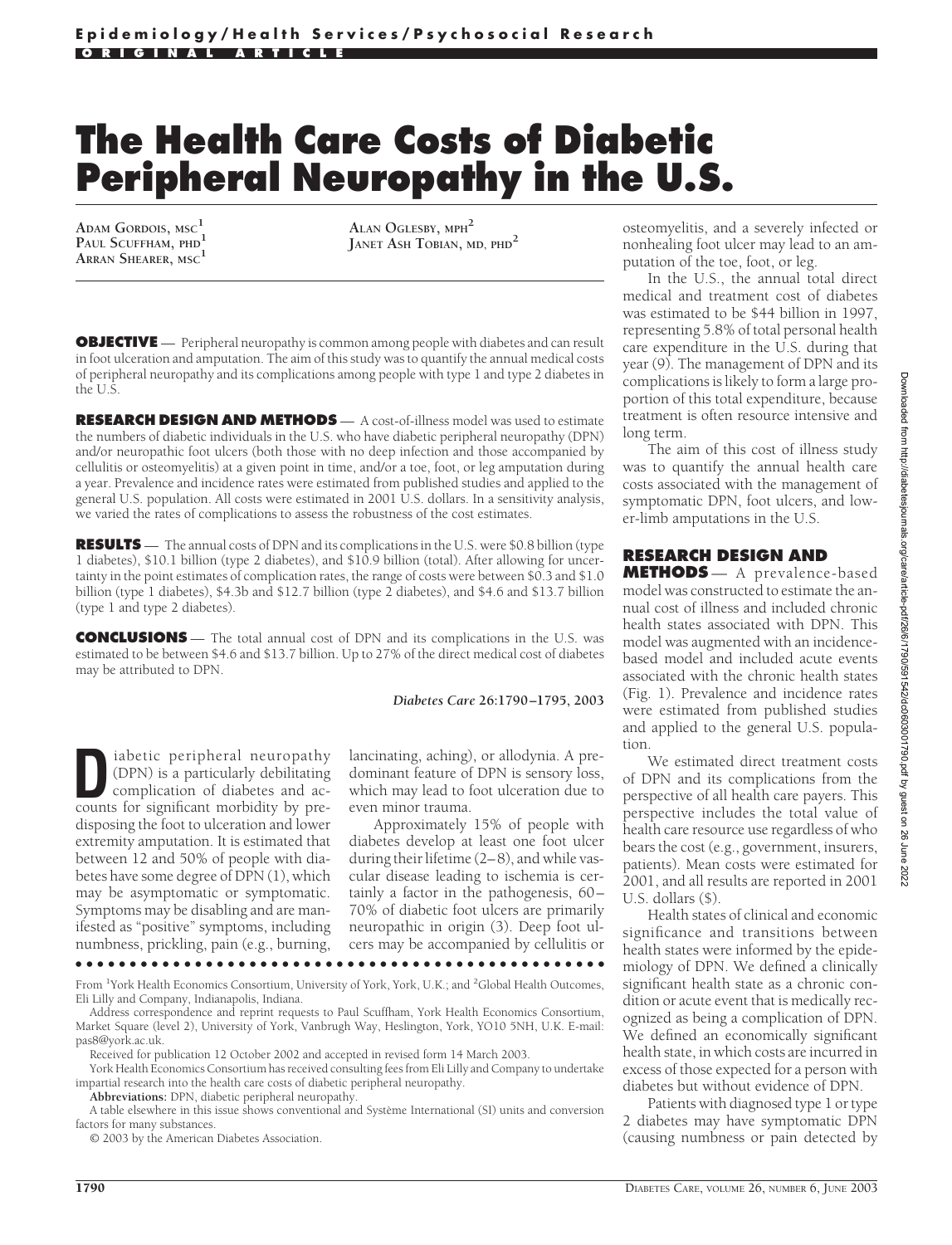Epidemiology/Health Services/Psychosocial Research

ORIGINAL ARTICLE

# The Health Care Costs of Diabetic Peripheral Neuropathy in the U.S.

Adam Gordois, msc[1]
Paul Scuffham, phd[1]
Arran Shearer, msc[1]
Alan Oglesby, mph[2]
Janet Ash Tobian, md, phd[2]

**OBJECTIVE** — Peripheral neuropathy is common among people with diabetes and can result in foot ulceration and amputation. The aim of this study was to quantify the annual medical costs of peripheral neuropathy and its complications among people with type 1 and type 2 diabetes in the U.S.

**RESEARCH DESIGN AND METHODS** — A cost-of-illness model was used to estimate the numbers of diabetic individuals in the U.S. who have diabetic peripheral neuropathy (DPN) and/or neuropathic foot ulcers (both those with no deep infection and those accompanied by cellulitis or osteomyelitis) at a given point in time, and/or a toe, foot, or leg amputation during a year. Prevalence and incidence rates were estimated from published studies and applied to the general U.S. population. All costs were estimated in 2001 U.S. dollars. In a sensitivity analysis, we varied the rates of complications to assess the robustness of the cost estimates.

**RESULTS** — The annual costs of DPN and its complications in the U.S. were \$0.8 billion (type 1 diabetes), \$10.1 billion (type 2 diabetes), and \$10.9 billion (total). After allowing for uncertainty in the point estimates of complication rates, the range of costs were between \$0.3 and \$1.0 billion (type 1 diabetes), \$4.3b and \$12.7 billion (type 2 diabetes), and \$4.6 and \$13.7 billion (type 1 and type 2 diabetes).

**CONCLUSIONS** — The total annual cost of DPN and its complications in the U.S. was estimated to be between \$4.6 and \$13.7 billion. Up to 27% of the direct medical cost of diabetes may be attributed to DPN.

*Diabetes Care* **26:1790–1795, 2003**

Diabetic peripheral neuropathy (DPN) is a particularly debilitating complication of diabetes and accounts for significant morbidity by predisposing the foot to ulceration and lower extremity amputation. It is estimated that between 12 and 50% of people with diabetes have some degree of DPN (1), which may be asymptomatic or symptomatic. Symptoms may be disabling and are manifested as "positive" symptoms, including numbness, prickling, pain (e.g., burning, lancinating, aching), or allodynia. A predominant feature of DPN is sensory loss, which may lead to foot ulceration due to even minor trauma.

Approximately 15% of people with diabetes develop at least one foot ulcer during their lifetime (2–8), and while vascular disease leading to ischemia is certainly a factor in the pathogenesis, 60–70% of diabetic foot ulcers are primarily neuropathic in origin (3). Deep foot ulcers may be accompanied by cellulitis or osteomyelitis, and a severely infected or nonhealing foot ulcer may lead to an amputation of the toe, foot, or leg.

In the U.S., the annual total direct medical and treatment cost of diabetes was estimated to be \$44 billion in 1997, representing 5.8% of total personal health care expenditure in the U.S. during that year (9). The management of DPN and its complications is likely to form a large proportion of this total expenditure, because treatment is often resource intensive and long term.

The aim of this cost of illness study was to quantify the annual health care costs associated with the management of symptomatic DPN, foot ulcers, and lower-limb amputations in the U.S.

## RESEARCH DESIGN AND METHODS

A prevalence-based model was constructed to estimate the annual cost of illness and included chronic health states associated with DPN. This model was augmented with an incidence-based model and included acute events associated with the chronic health states (Fig. 1). Prevalence and incidence rates were estimated from published studies and applied to the general U.S. population.

We estimated direct treatment costs of DPN and its complications from the perspective of all health care payers. This perspective includes the total value of health care resource use regardless of who bears the cost (e.g., government, insurers, patients). Mean costs were estimated for 2001, and all results are reported in 2001 U.S. dollars (\$).

Health states of clinical and economic significance and transitions between health states were informed by the epidemiology of DPN. We defined a clinically significant health state as a chronic condition or acute event that is medically recognized as being a complication of DPN. We defined an economically significant health state, in which costs are incurred in excess of those expected for a person with diabetes but without evidence of DPN.

Patients with diagnosed type 1 or type 2 diabetes may have symptomatic DPN (causing numbness or pain detected by

From [1]York Health Economics Consortium, University of York, York, U.K.; and [2]Global Health Outcomes, Eli Lilly and Company, Indianapolis, Indiana.

Address correspondence and reprint requests to Paul Scuffham, York Health Economics Consortium, Market Square (level 2), University of York, Vanbrugh Way, Heslington, York, YO10 5NH, U.K. E-mail: pas8@york.ac.uk.

Received for publication 12 October 2002 and accepted in revised form 14 March 2003.

York Health Economics Consortium has received consulting fees from Eli Lilly and Company to undertake impartial research into the health care costs of diabetic peripheral neuropathy.

**Abbreviations:** DPN, diabetic peripheral neuropathy.

A table elsewhere in this issue shows conventional and Système International (SI) units and conversion factors for many substances.

© 2003 by the American Diabetes Association.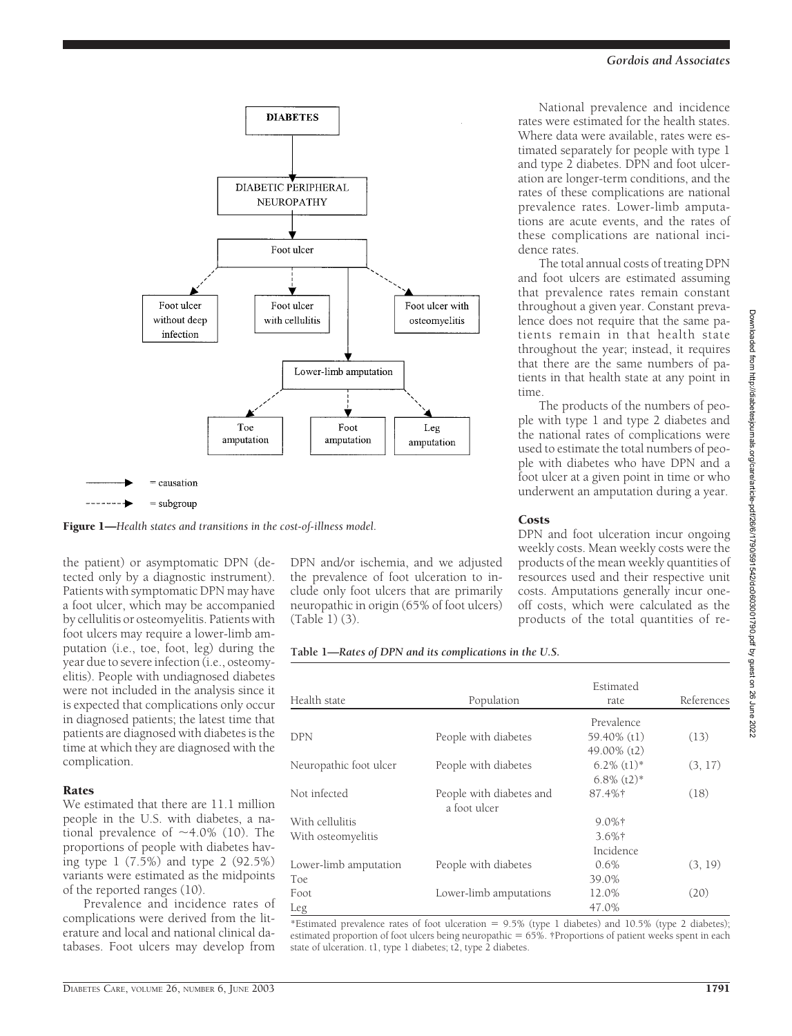**Figure 1**—*Health states and transitions in the cost-of-illness model.*

the patient) or asymptomatic DPN (detected only by a diagnostic instrument). Patients with symptomatic DPN may have a foot ulcer, which may be accompanied by cellulitis or osteomyelitis. Patients with foot ulcers may require a lower-limb amputation (i.e., toe, foot, leg) during the year due to severe infection (i.e., osteomyelitis). People with undiagnosed diabetes were not included in the analysis since it is expected that complications only occur in diagnosed patients; the latest time that patients are diagnosed with diabetes is the time at which they are diagnosed with the complication.

### Rates

We estimated that there are 11.1 million people in the U.S. with diabetes, a national prevalence of ~4.0% (10). The proportions of people with diabetes having type 1 (7.5%) and type 2 (92.5%) variants were estimated as the midpoints of the reported ranges (10).

Prevalence and incidence rates of complications were derived from the literature and local and national clinical databases. Foot ulcers may develop from DPN and/or ischemia, and we adjusted the prevalence of foot ulceration to include only foot ulcers that are primarily neuropathic in origin (65% of foot ulcers) (Table 1) (3).

National prevalence and incidence rates were estimated for the health states. Where data were available, rates were estimated separately for people with type 1 and type 2 diabetes. DPN and foot ulceration are longer-term conditions, and the rates of these complications are national prevalence rates. Lower-limb amputations are acute events, and the rates of these complications are national incidence rates.

The total annual costs of treating DPN and foot ulcers are estimated assuming that prevalence rates remain constant throughout a given year. Constant prevalence does not require that the same patients remain in that health state throughout the year; instead, it requires that there are the same numbers of patients in that health state at any point in time.

The products of the numbers of people with type 1 and type 2 diabetes and the national rates of complications were used to estimate the total numbers of people with diabetes who have DPN and a foot ulcer at a given point in time or who underwent an amputation during a year.

### Costs

DPN and foot ulceration incur ongoing weekly costs. Mean weekly costs were the products of the mean weekly quantities of resources used and their respective unit costs. Amputations generally incur one-off costs, which were calculated as the products of the total quantities of re-

**Table 1**—*Rates of DPN and its complications in the U.S.*

| Health state | Population | Estimated rate | References |
|---|---|---|---|
| | | Prevalence | |
| DPN | People with diabetes | 59.40% (t1)<br>49.00% (t2) | (13) |
| Neuropathic foot ulcer | People with diabetes | 6.2% (t1)*<br>6.8% (t2)* | (3, 17) |
| Not infected | People with diabetes and a foot ulcer | 87.4%† | (18) |
| With cellulitis | | 9.0%† | |
| With osteomyelitis | | 3.6%† | |
| | | Incidence | |
| Lower-limb amputation | People with diabetes | 0.6% | (3, 19) |
| Toe | | 39.0% | |
| Foot | Lower-limb amputations | 12.0% | (20) |
| Leg | | 47.0% | |

*Estimated prevalence rates of foot ulceration = 9.5% (type 1 diabetes) and 10.5% (type 2 diabetes); estimated proportion of foot ulcers being neuropathic = 65%. †Proportions of patient weeks spent in each state of ulceration. t1, type 1 diabetes; t2, type 2 diabetes.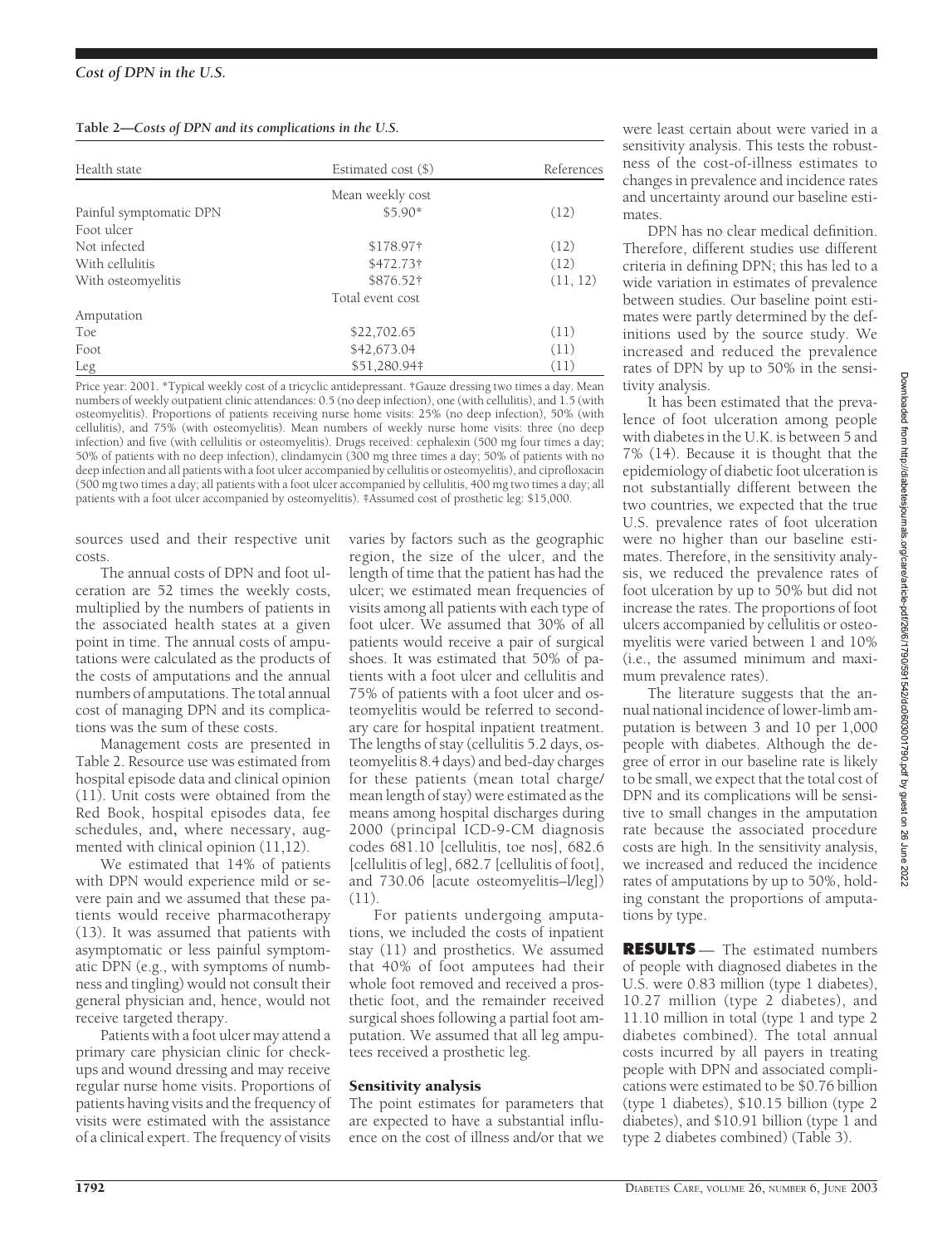**Table 2—Costs of DPN and its complications in the U.S.**

| Health state | Estimated cost ($) | References |
|---|---|---|
| | Mean weekly cost | |
| Painful symptomatic DPN | $5.90* | (12) |
| Foot ulcer | | |
| Not infected | $178.97† | (12) |
| With cellulitis | $472.73† | (12) |
| With osteomyelitis | $876.52† | (11, 12) |
| | Total event cost | |
| Amputation | | |
| Toe | $22,702.65 | (11) |
| Foot | $42,673.04 | (11) |
| Leg | $51,280.94‡ | (11) |

Price year: 2001. *Typical weekly cost of a tricyclic antidepressant. †Gauze dressing two times a day. Mean numbers of weekly outpatient clinic attendances: 0.5 (no deep infection), one (with cellulitis), and 1.5 (with osteomyelitis). Proportions of patients receiving nurse home visits: 25% (no deep infection), 50% (with cellulitis), and 75% (with osteomyelitis). Mean numbers of weekly nurse home visits: three (no deep infection) and five (with cellulitis or osteomyelitis). Drugs received: cephalexin (500 mg four times a day; 50% of patients with no deep infection), clindamycin (300 mg three times a day; 50% of patients with no deep infection and all patients with a foot ulcer accompanied by cellulitis or osteomyelitis), and ciprofloxacin (500 mg two times a day; all patients with a foot ulcer accompanied by cellulitis, 400 mg two times a day; all patients with a foot ulcer accompanied by osteomyelitis). ‡Assumed cost of prosthetic leg: $15,000.

sources used and their respective unit costs.

The annual costs of DPN and foot ulceration are 52 times the weekly costs, multiplied by the numbers of patients in the associated health states at a given point in time. The annual costs of amputations were calculated as the products of the costs of amputations and the annual numbers of amputations. The total annual cost of managing DPN and its complications was the sum of these costs.

Management costs are presented in Table 2. Resource use was estimated from hospital episode data and clinical opinion (11). Unit costs were obtained from the Red Book, hospital episodes data, fee schedules, and, where necessary, augmented with clinical opinion (11,12).

We estimated that 14% of patients with DPN would experience mild or severe pain and we assumed that these patients would receive pharmacotherapy (13). It was assumed that patients with asymptomatic or less painful symptomatic DPN (e.g., with symptoms of numbness and tingling) would not consult their general physician and, hence, would not receive targeted therapy.

Patients with a foot ulcer may attend a primary care physician clinic for checkups and wound dressing and may receive regular nurse home visits. Proportions of patients having visits and the frequency of visits were estimated with the assistance of a clinical expert. The frequency of visits varies by factors such as the geographic region, the size of the ulcer, and the length of time that the patient has had the ulcer; we estimated mean frequencies of visits among all patients with each type of foot ulcer. We assumed that 30% of all patients would receive a pair of surgical shoes. It was estimated that 50% of patients with a foot ulcer and cellulitis and 75% of patients with a foot ulcer and osteomyelitis would be referred to secondary care for hospital inpatient treatment. The lengths of stay (cellulitis 5.2 days, osteomyelitis 8.4 days) and bed-day charges for these patients (mean total charge/mean length of stay) were estimated as the means among hospital discharges during 2000 (principal ICD-9-CM diagnosis codes 681.10 [cellulitis, toe nos], 682.6 [cellulitis of leg], 682.7 [cellulitis of foot], and 730.06 [acute osteomyelitis–l/leg]) (11).

For patients undergoing amputations, we included the costs of inpatient stay (11) and prosthetics. We assumed that 40% of foot amputees had their whole foot removed and received a prosthetic foot, and the remainder received surgical shoes following a partial foot amputation. We assumed that all leg amputees received a prosthetic leg.

### Sensitivity analysis

The point estimates for parameters that are expected to have a substantial influence on the cost of illness and/or that we were least certain about were varied in a sensitivity analysis. This tests the robustness of the cost-of-illness estimates to changes in prevalence and incidence rates and uncertainty around our baseline estimates.

DPN has no clear medical definition. Therefore, different studies use different criteria in defining DPN; this has led to a wide variation in estimates of prevalence between studies. Our baseline point estimates were partly determined by the definitions used by the source study. We increased and reduced the prevalence rates of DPN by up to 50% in the sensitivity analysis.

It has been estimated that the prevalence of foot ulceration among people with diabetes in the U.K. is between 5 and 7% (14). Because it is thought that the epidemiology of diabetic foot ulceration is not substantially different between the two countries, we expected that the true U.S. prevalence rates of foot ulceration were no higher than our baseline estimates. Therefore, in the sensitivity analysis, we reduced the prevalence rates of foot ulceration by up to 50% but did not increase the rates. The proportions of foot ulcers accompanied by cellulitis or osteomyelitis were varied between 1 and 10% (i.e., the assumed minimum and maximum prevalence rates).

The literature suggests that the annual national incidence of lower-limb amputation is between 3 and 10 per 1,000 people with diabetes. Although the degree of error in our baseline rate is likely to be small, we expect that the total cost of DPN and its complications will be sensitive to small changes in the amputation rate because the associated procedure costs are high. In the sensitivity analysis, we increased and reduced the incidence rates of amputations by up to 50%, holding constant the proportions of amputations by type.

## RESULTS

The estimated numbers of people with diagnosed diabetes in the U.S. were 0.83 million (type 1 diabetes), 10.27 million (type 2 diabetes), and 11.10 million in total (type 1 and type 2 diabetes combined). The total annual costs incurred by all payers in treating people with DPN and associated complications were estimated to be $0.76 billion (type 1 diabetes), $10.15 billion (type 2 diabetes), and $10.91 billion (type 1 and type 2 diabetes combined) (Table 3).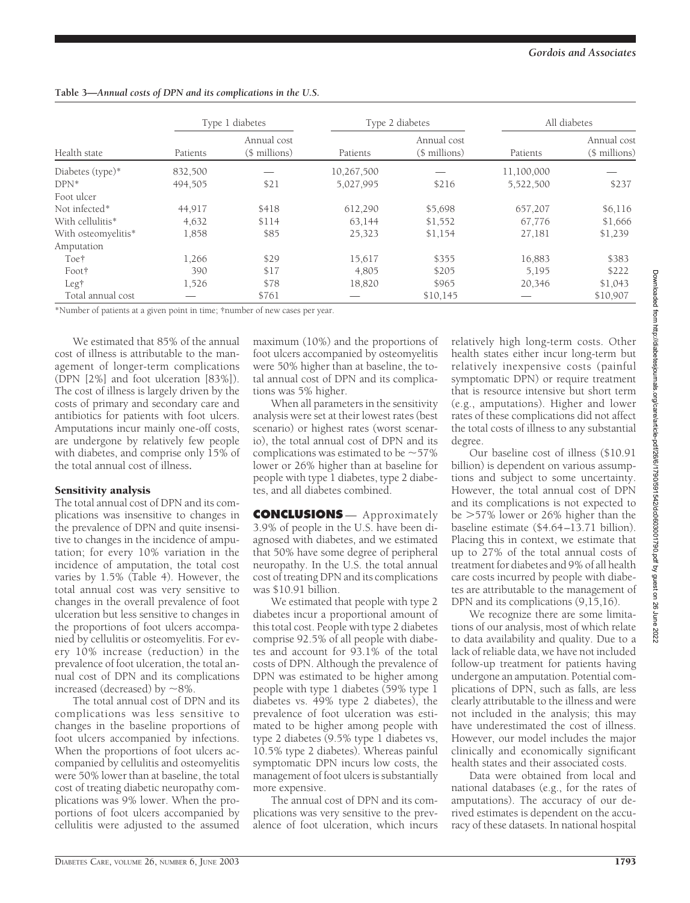**Table 3—Annual costs of DPN and its complications in the U.S.**

| Health state | Type 1 diabetes | | Type 2 diabetes | | All diabetes | |
|---|---|---|---|---|---|---|
| | Patients | Annual cost ($ millions) | Patients | Annual cost ($ millions) | Patients | Annual cost ($ millions) |
| Diabetes (type)* | 832,500 | — | 10,267,500 | — | 11,100,000 | — |
| DPN* | 494,505 | $21 | 5,027,995 | $216 | 5,522,500 | $237 |
| Foot ulcer | | | | | | |
| Not infected* | 44,917 | $418 | 612,290 | $5,698 | 657,207 | $6,116 |
| With cellulitis* | 4,632 | $114 | 63,144 | $1,552 | 67,776 | $1,666 |
| With osteomyelitis* | 1,858 | $85 | 25,323 | $1,154 | 27,181 | $1,239 |
| Amputation | | | | | | |
| Toe† | 1,266 | $29 | 15,617 | $355 | 16,883 | $383 |
| Foot† | 390 | $17 | 4,805 | $205 | 5,195 | $222 |
| Leg† | 1,526 | $78 | 18,820 | $965 | 20,346 | $1,043 |
| Total annual cost | — | $761 | — | $10,145 | — | $10,907 |

*Number of patients at a given point in time; †number of new cases per year.

We estimated that 85% of the annual cost of illness is attributable to the management of longer-term complications (DPN [2%] and foot ulceration [83%]). The cost of illness is largely driven by the costs of primary and secondary care and antibiotics for patients with foot ulcers. Amputations incur mainly one-off costs, are undergone by relatively few people with diabetes, and comprise only 15% of the total annual cost of illness.

### Sensitivity analysis

The total annual cost of DPN and its complications was insensitive to changes in the prevalence of DPN and quite insensitive to changes in the incidence of amputation; for every 10% variation in the incidence of amputation, the total cost varies by 1.5% (Table 4). However, the total annual cost was very sensitive to changes in the overall prevalence of foot ulceration but less sensitive to changes in the proportions of foot ulcers accompanied by cellulitis or osteomyelitis. For every 10% increase (reduction) in the prevalence of foot ulceration, the total annual cost of DPN and its complications increased (decreased) by ~8%.

The total annual cost of DPN and its complications was less sensitive to changes in the baseline proportions of foot ulcers accompanied by infections. When the proportions of foot ulcers accompanied by cellulitis and osteomyelitis were 50% lower than at baseline, the total cost of treating diabetic neuropathy complications was 9% lower. When the proportions of foot ulcers accompanied by cellulitis were adjusted to the assumed maximum (10%) and the proportions of foot ulcers accompanied by osteomyelitis were 50% higher than at baseline, the total annual cost of DPN and its complications was 5% higher.

When all parameters in the sensitivity analysis were set at their lowest rates (best scenario) or highest rates (worst scenario), the total annual cost of DPN and its complications was estimated to be ~57% lower or 26% higher than at baseline for people with type 1 diabetes, type 2 diabetes, and all diabetes combined.

## CONCLUSIONS

Approximately 3.9% of people in the U.S. have been diagnosed with diabetes, and we estimated that 50% have some degree of peripheral neuropathy. In the U.S. the total annual cost of treating DPN and its complications was $10.91 billion.

We estimated that people with type 2 diabetes incur a proportional amount of this total cost. People with type 2 diabetes comprise 92.5% of all people with diabetes and account for 93.1% of the total costs of DPN. Although the prevalence of DPN was estimated to be higher among people with type 1 diabetes (59% type 1 diabetes vs. 49% type 2 diabetes), the prevalence of foot ulceration was estimated to be higher among people with type 2 diabetes (9.5% type 1 diabetes vs, 10.5% type 2 diabetes). Whereas painful symptomatic DPN incurs low costs, the management of foot ulcers is substantially more expensive.

The annual cost of DPN and its complications was very sensitive to the prevalence of foot ulceration, which incurs relatively high long-term costs. Other health states either incur long-term but relatively inexpensive costs (painful symptomatic DPN) or require treatment that is resource intensive but short term (e.g., amputations). Higher and lower rates of these complications did not affect the total costs of illness to any substantial degree.

Our baseline cost of illness ($10.91 billion) is dependent on various assumptions and subject to some uncertainty. However, the total annual cost of DPN and its complications is not expected to be >57% lower or 26% higher than the baseline estimate ($4.64–13.71 billion). Placing this in context, we estimate that up to 27% of the total annual costs of treatment for diabetes and 9% of all health care costs incurred by people with diabetes are attributable to the management of DPN and its complications (9,15,16).

We recognize there are some limitations of our analysis, most of which relate to data availability and quality. Due to a lack of reliable data, we have not included follow-up treatment for patients having undergone an amputation. Potential complications of DPN, such as falls, are less clearly attributable to the illness and were not included in the analysis; this may have underestimated the cost of illness. However, our model includes the major clinically and economically significant health states and their associated costs.

Data were obtained from local and national databases (e.g., for the rates of amputations). The accuracy of our derived estimates is dependent on the accuracy of these datasets. In national hospital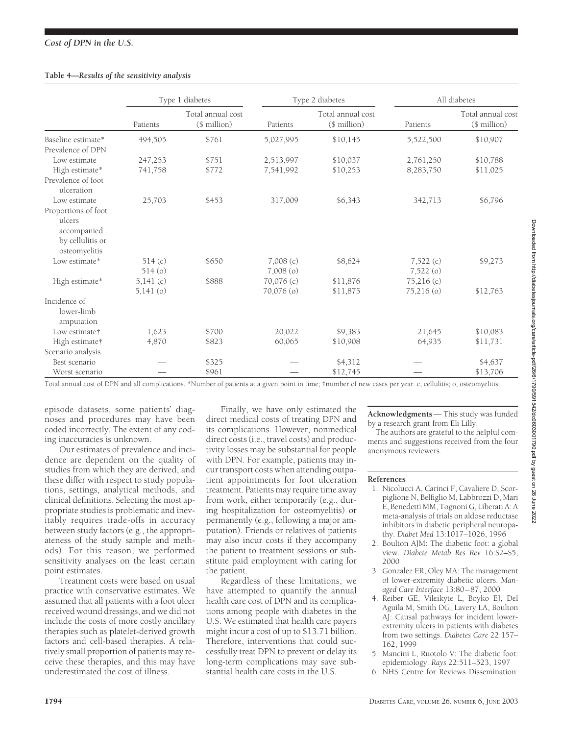**Table 4—*Results of the sensitivity analysis***

| | Type 1 diabetes | | Type 2 diabetes | | All diabetes | |
|---|---|---|---|---|---|---|
| | Patients | Total annual cost ($ million) | Patients | Total annual cost ($ million) | Patients | Total annual cost ($ million) |
| Baseline estimate* | 494,505 | $761 | 5,027,995 | $10,145 | 5,522,500 | $10,907 |
| Prevalence of DPN | | | | | | |
| Low estimate | 247,253 | $751 | 2,513,997 | $10,037 | 2,761,250 | $10,788 |
| High estimate* | 741,758 | $772 | 7,541,992 | $10,253 | 8,283,750 | $11,025 |
| Prevalence of foot ulceration | | | | | | |
| Low estimate | 25,703 | $453 | 317,009 | $6,343 | 342,713 | $6,796 |
| Proportions of foot ulcers accompanied by cellulitis or osteomyelitis | | | | | | |
| Low estimate* | 514 (c) 514 (o) | $650 | 7,008 (c) 7,008 (o) | $8,624 | 7,522 (c) 7,522 (o) | $9,273 |
| High estimate* | 5,141 (c) 5,141 (o) | $888 | 70,076 (c) 70,076 (o) | $11,876 $11,875 | 75,216 (c) 75,216 (o) | $12,763 |
| Incidence of lower-limb amputation | | | | | | |
| Low estimate† | 1,623 | $700 | 20,022 | $9,383 | 21,645 | $10,083 |
| High estimate† | 4,870 | $823 | 60,065 | $10,908 | 64,935 | $11,731 |
| Scenario analysis | | | | | | |
| Best scenario | — | $325 | — | $4,312 | — | $4,637 |
| Worst scenario | — | $961 | — | $12,745 | — | $13,706 |

Total annual cost of DPN and all complications. *Number of patients at a given point in time; †number of new cases per year. c, cellulitis; o, osteomyelitis.

episode datasets, some patients' diagnoses and procedures may have been coded incorrectly. The extent of any coding inaccuracies is unknown.

Our estimates of prevalence and incidence are dependent on the quality of studies from which they are derived, and these differ with respect to study populations, settings, analytical methods, and clinical definitions. Selecting the most appropriate studies is problematic and inevitably requires trade-offs in accuracy between study factors (e.g., the appropriateness of the study sample and methods). For this reason, we performed sensitivity analyses on the least certain point estimates.

Treatment costs were based on usual practice with conservative estimates. We assumed that all patients with a foot ulcer received wound dressings, and we did not include the costs of more costly ancillary therapies such as platelet-derived growth factors and cell-based therapies. A relatively small proportion of patients may receive these therapies, and this may have underestimated the cost of illness.

Finally, we have only estimated the direct medical costs of treating DPN and its complications. However, nonmedical direct costs (i.e., travel costs) and productivity losses may be substantial for people with DPN. For example, patients may incur transport costs when attending outpatient appointments for foot ulceration treatment. Patients may require time away from work, either temporarily (e.g., during hospitalization for osteomyelitis) or permanently (e.g., following a major amputation). Friends or relatives of patients may also incur costs if they accompany the patient to treatment sessions or substitute paid employment with caring for the patient.

Regardless of these limitations, we have attempted to quantify the annual health care cost of DPN and its complications among people with diabetes in the U.S. We estimated that health care payers might incur a cost of up to $13.71 billion. Therefore, interventions that could successfully treat DPN to prevent or delay its long-term complications may save substantial health care costs in the U.S.

**Acknowledgments**— This study was funded by a research grant from Eli Lilly.

The authors are grateful to the helpful comments and suggestions received from the four anonymous reviewers.

## References

1. Nicolucci A, Carinci F, Cavaliere D, Scorpiglione N, Belfiglio M, Labbrozzi D, Mari E, Benedetti MM, Tognoni G, Liberati A: A meta-analysis of trials on aldose reductase inhibitors in diabetic peripheral neuropathy. *Diabet Med* 13:1017–1026, 1996
2. Boulton AJM: The diabetic foot: a global view. *Diabete Metab Res Rev* 16:S2–S5, 2000
3. Gonzalez ER, Oley MA: The management of lower-extremity diabetic ulcers. *Managed Care Interface* 13:80–87, 2000
4. Reiber GE, Vileikyte L, Boyko EJ, Del Aguila M, Smith DG, Lavery LA, Boulton AJ: Causal pathways for incident lower-extremity ulcers in patients with diabetes from two settings. *Diabetes Care* 22:157–162, 1999
5. Mancini L, Ruotolo V: The diabetic foot: epidemiology. *Rays* 22:511–523, 1997
6. NHS Centre for Reviews Dissemination: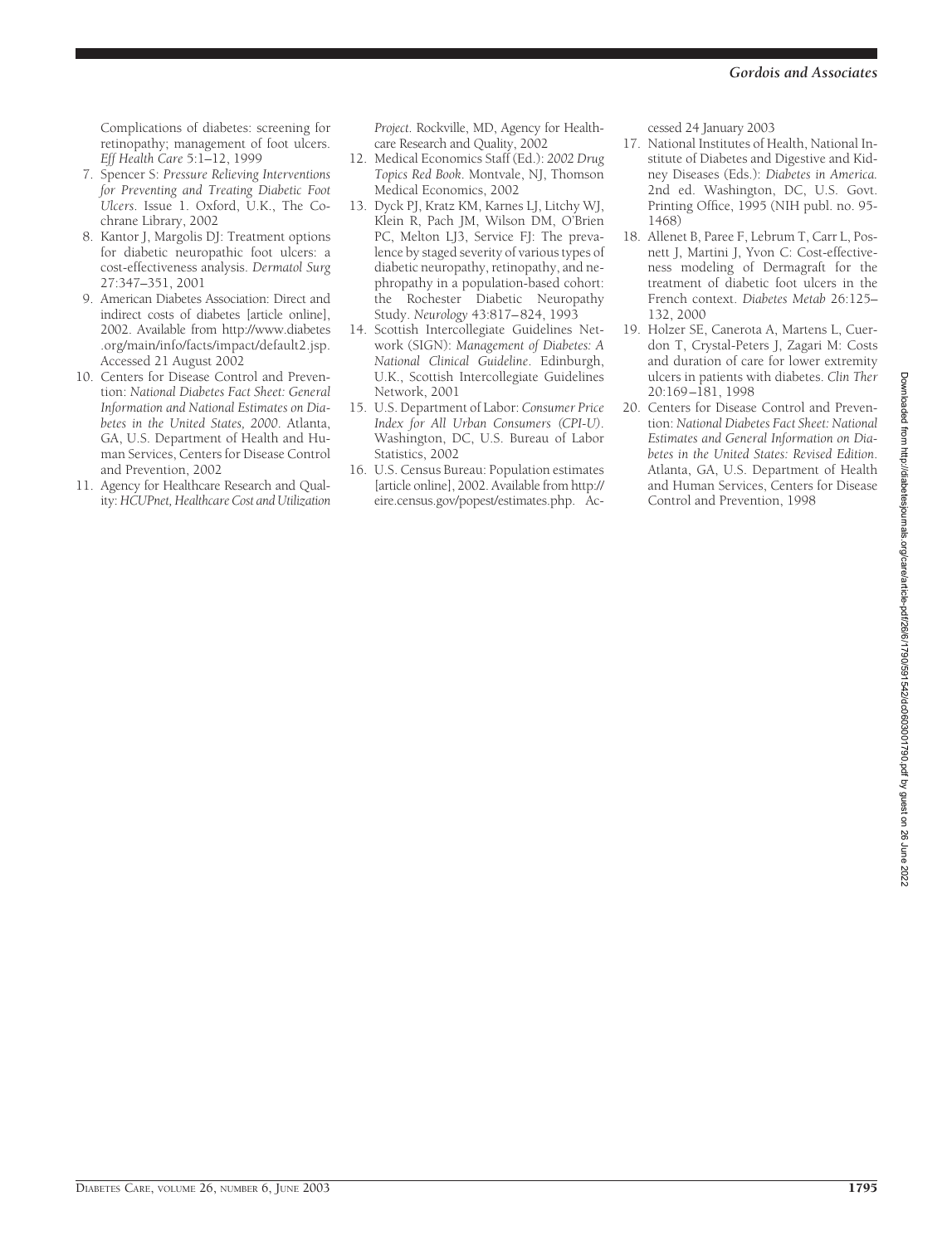Complications of diabetes: screening for retinopathy; management of foot ulcers. *Eff Health Care* 5:1–12, 1999

7. Spencer S: *Pressure Relieving Interventions for Preventing and Treating Diabetic Foot Ulcers*. Issue 1. Oxford, U.K., The Cochrane Library, 2002
8. Kantor J, Margolis DJ: Treatment options for diabetic neuropathic foot ulcers: a cost-effectiveness analysis. *Dermatol Surg* 27:347–351, 2001
9. American Diabetes Association: Direct and indirect costs of diabetes [article online], 2002. Available from http://www.diabetes.org/main/info/facts/impact/default2.jsp. Accessed 21 August 2002
10. Centers for Disease Control and Prevention: *National Diabetes Fact Sheet: General Information and National Estimates on Diabetes in the United States, 2000*. Atlanta, GA, U.S. Department of Health and Human Services, Centers for Disease Control and Prevention, 2002
11. Agency for Healthcare Research and Quality: *HCUPnet, Healthcare Cost and Utilization Project*. Rockville, MD, Agency for Healthcare Research and Quality, 2002
12. Medical Economics Staff (Ed.): *2002 Drug Topics Red Book*. Montvale, NJ, Thomson Medical Economics, 2002
13. Dyck PJ, Kratz KM, Karnes LJ, Litchy WJ, Klein R, Pach JM, Wilson DM, O'Brien PC, Melton LJ3, Service FJ: The prevalence by staged severity of various types of diabetic neuropathy, retinopathy, and nephropathy in a population-based cohort: the Rochester Diabetic Neuropathy Study. *Neurology* 43:817–824, 1993
14. Scottish Intercollegiate Guidelines Network (SIGN): *Management of Diabetes: A National Clinical Guideline*. Edinburgh, U.K., Scottish Intercollegiate Guidelines Network, 2001
15. U.S. Department of Labor: *Consumer Price Index for All Urban Consumers (CPI-U)*. Washington, DC, U.S. Bureau of Labor Statistics, 2002
16. U.S. Census Bureau: Population estimates [article online], 2002. Available from http://eire.census.gov/popest/estimates.php. Accessed 24 January 2003
17. National Institutes of Health, National Institute of Diabetes and Digestive and Kidney Diseases (Eds.): *Diabetes in America*. 2nd ed. Washington, DC, U.S. Govt. Printing Office, 1995 (NIH publ. no. 95-1468)
18. Allenet B, Paree F, Lebrum T, Carr L, Posnett J, Martini J, Yvon C: Cost-effectiveness modeling of Dermagraft for the treatment of diabetic foot ulcers in the French context. *Diabetes Metab* 26:125–132, 2000
19. Holzer SE, Canerota A, Martens L, Cuerdon T, Crystal-Peters J, Zagari M: Costs and duration of care for lower extremity ulcers in patients with diabetes. *Clin Ther* 20:169–181, 1998
20. Centers for Disease Control and Prevention: *National Diabetes Fact Sheet: National Estimates and General Information on Diabetes in the United States: Revised Edition*. Atlanta, GA, U.S. Department of Health and Human Services, Centers for Disease Control and Prevention, 1998